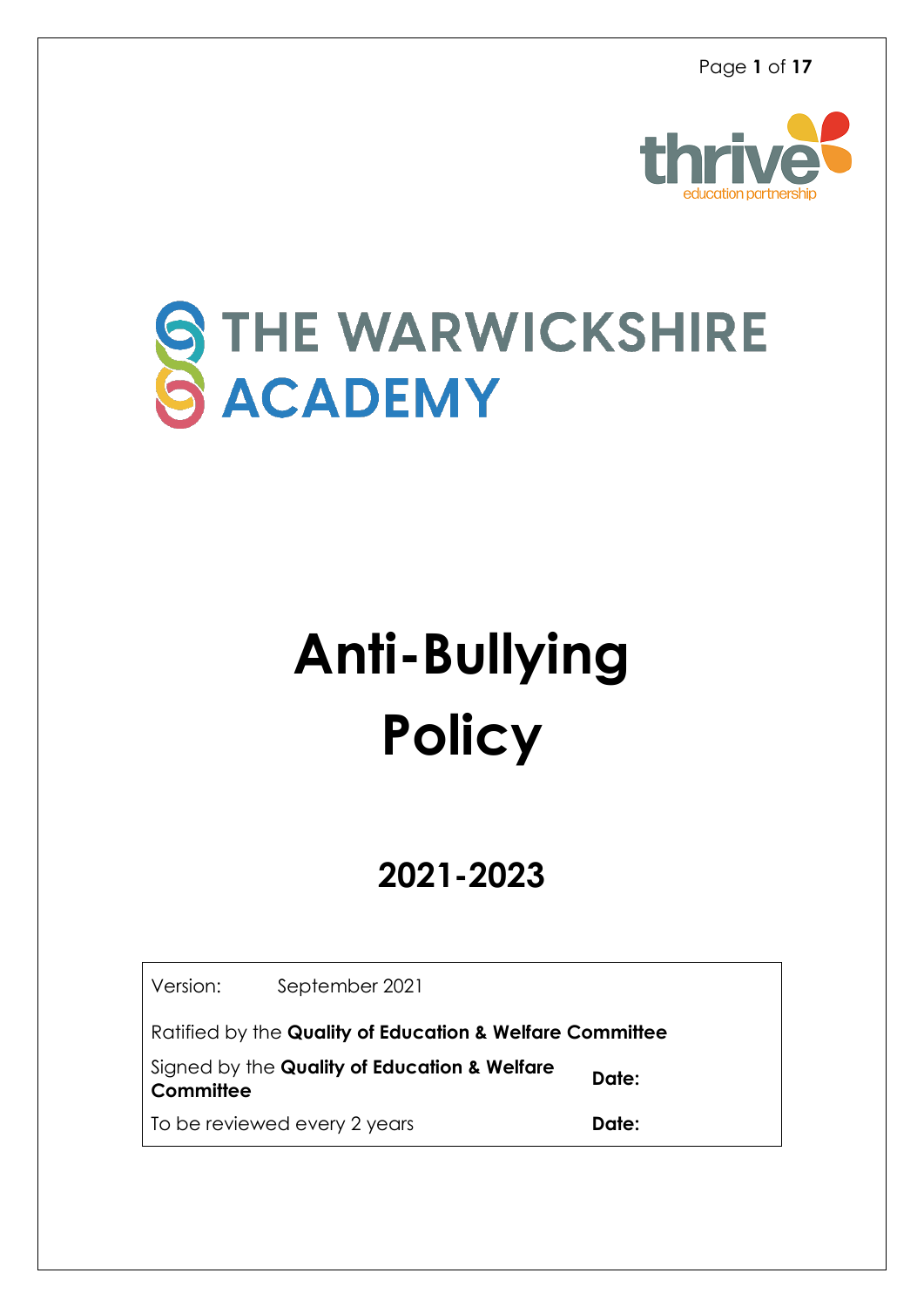thrive
education partnership

THE WARWICKSHIRE ACADEMY

# Anti-Bullying Policy

## 2021-2023

| Version: September 2021 | |
|---|---|
| Ratified by the **Quality of Education & Welfare Committee** | |
| Signed by the **Quality of Education & Welfare Committee** | **Date:** |
| To be reviewed every 2 years | **Date:** |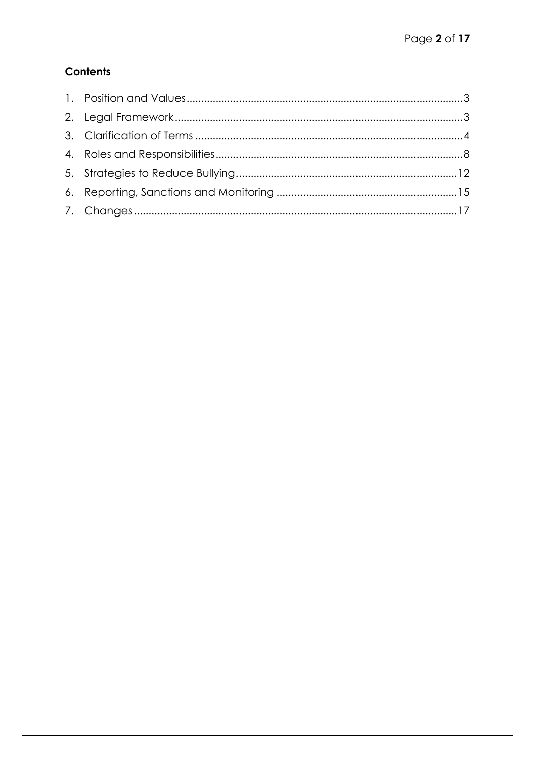**Contents**

1. Position and Values ........ 3
2. Legal Framework ........ 3
3. Clarification of Terms ........ 4
4. Roles and Responsibilities ........ 8
5. Strategies to Reduce Bullying ........ 12
6. Reporting, Sanctions and Monitoring ........ 15
7. Changes ........ 17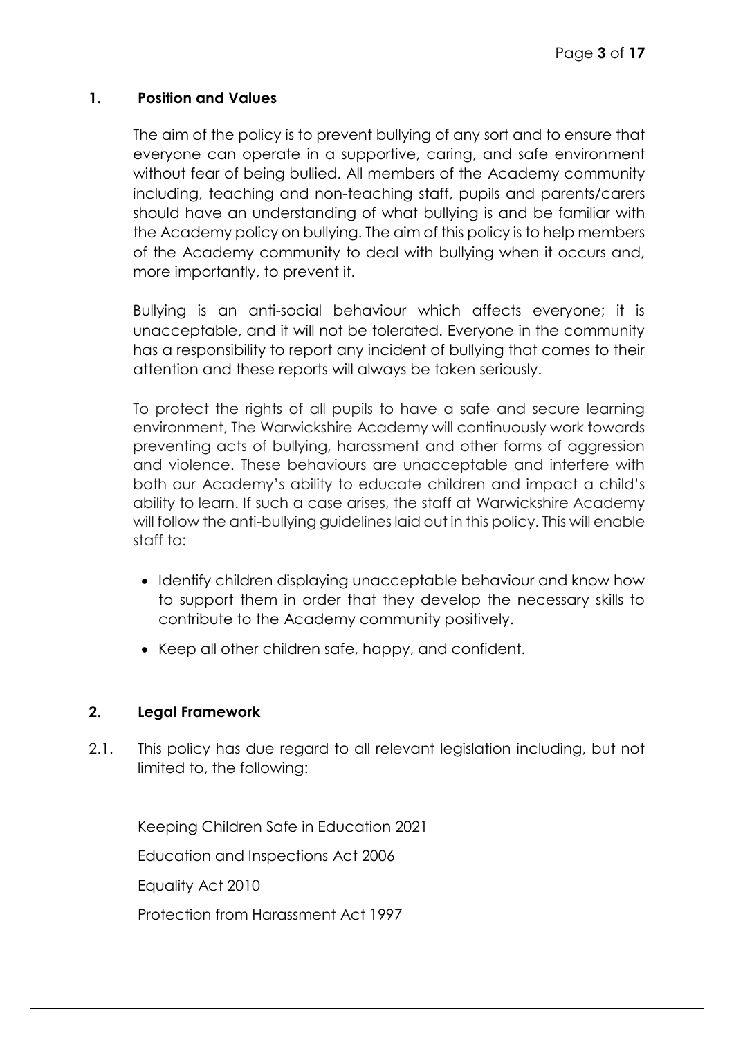## 1. Position and Values

The aim of the policy is to prevent bullying of any sort and to ensure that everyone can operate in a supportive, caring, and safe environment without fear of being bullied. All members of the Academy community including, teaching and non-teaching staff, pupils and parents/carers should have an understanding of what bullying is and be familiar with the Academy policy on bullying. The aim of this policy is to help members of the Academy community to deal with bullying when it occurs and, more importantly, to prevent it.

Bullying is an anti-social behaviour which affects everyone; it is unacceptable, and it will not be tolerated. Everyone in the community has a responsibility to report any incident of bullying that comes to their attention and these reports will always be taken seriously.

To protect the rights of all pupils to have a safe and secure learning environment, The Warwickshire Academy will continuously work towards preventing acts of bullying, harassment and other forms of aggression and violence. These behaviours are unacceptable and interfere with both our Academy's ability to educate children and impact a child's ability to learn. If such a case arises, the staff at Warwickshire Academy will follow the anti-bullying guidelines laid out in this policy. This will enable staff to:

- Identify children displaying unacceptable behaviour and know how to support them in order that they develop the necessary skills to contribute to the Academy community positively.
- Keep all other children safe, happy, and confident.

## 2. Legal Framework

2.1. This policy has due regard to all relevant legislation including, but not limited to, the following:

Keeping Children Safe in Education 2021

Education and Inspections Act 2006

Equality Act 2010

Protection from Harassment Act 1997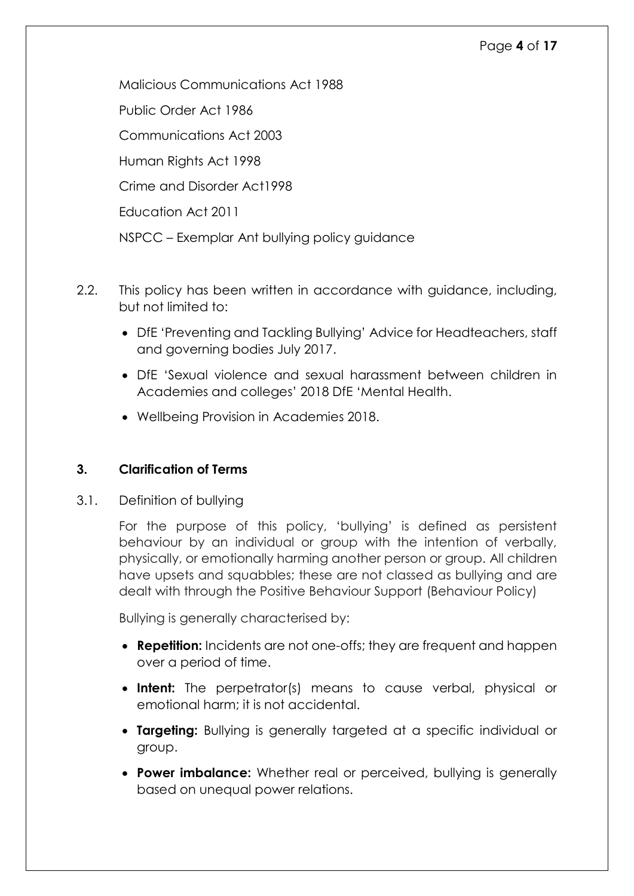Malicious Communications Act 1988

Public Order Act 1986

Communications Act 2003

Human Rights Act 1998

Crime and Disorder Act1998

Education Act 2011

NSPCC – Exemplar Ant bullying policy guidance

2.2. This policy has been written in accordance with guidance, including, but not limited to:

- DfE 'Preventing and Tackling Bullying' Advice for Headteachers, staff and governing bodies July 2017.
- DfE 'Sexual violence and sexual harassment between children in Academies and colleges' 2018 DfE 'Mental Health.
- Wellbeing Provision in Academies 2018.

## 3. Clarification of Terms

3.1. Definition of bullying

For the purpose of this policy, 'bullying' is defined as persistent behaviour by an individual or group with the intention of verbally, physically, or emotionally harming another person or group. All children have upsets and squabbles; these are not classed as bullying and are dealt with through the Positive Behaviour Support (Behaviour Policy)

Bullying is generally characterised by:

- **Repetition:** Incidents are not one-offs; they are frequent and happen over a period of time.
- **Intent:** The perpetrator(s) means to cause verbal, physical or emotional harm; it is not accidental.
- **Targeting:** Bullying is generally targeted at a specific individual or group.
- **Power imbalance:** Whether real or perceived, bullying is generally based on unequal power relations.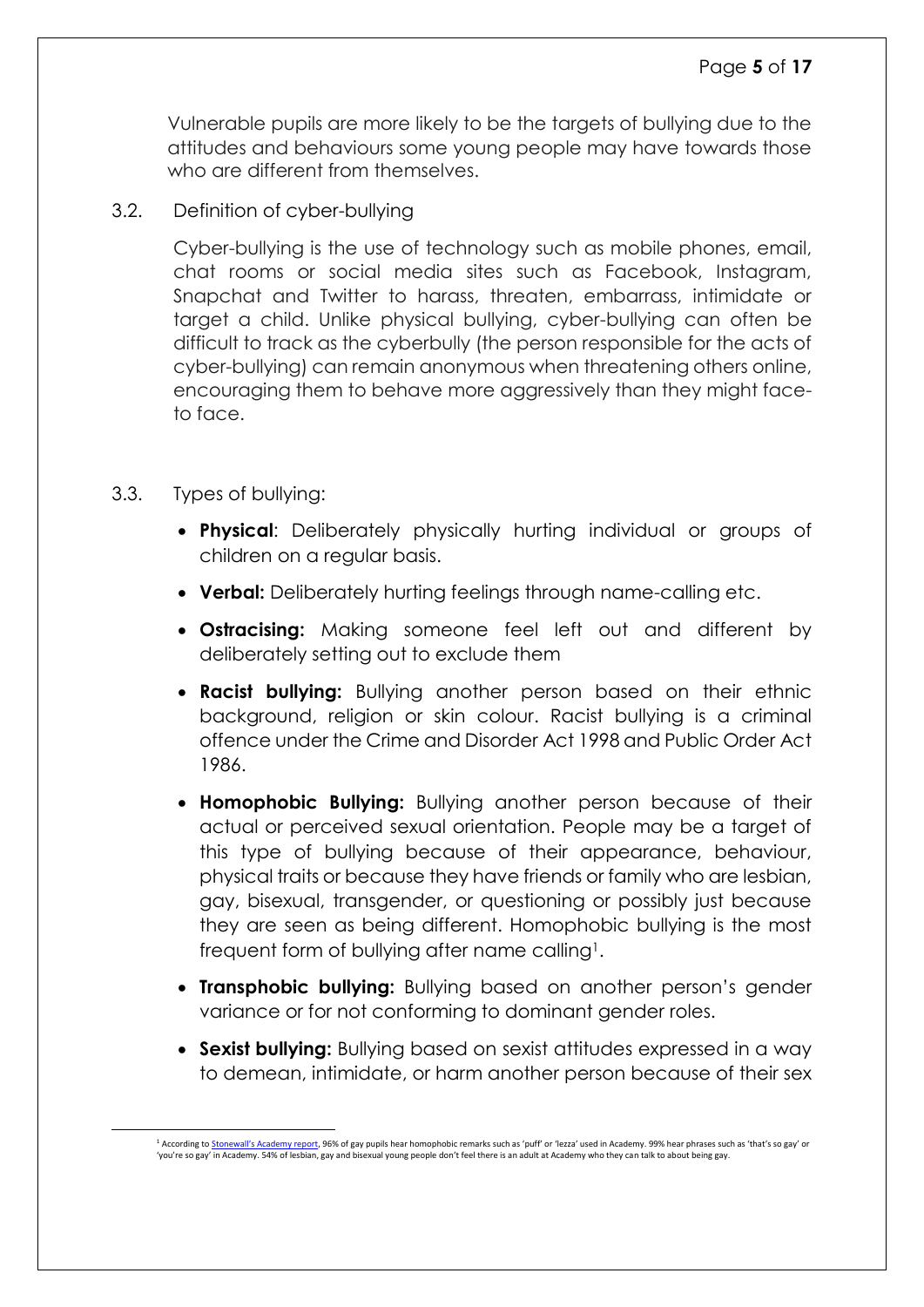Vulnerable pupils are more likely to be the targets of bullying due to the attitudes and behaviours some young people may have towards those who are different from themselves.

3.2. Definition of cyber-bullying

Cyber-bullying is the use of technology such as mobile phones, email, chat rooms or social media sites such as Facebook, Instagram, Snapchat and Twitter to harass, threaten, embarrass, intimidate or target a child. Unlike physical bullying, cyber-bullying can often be difficult to track as the cyberbully (the person responsible for the acts of cyber-bullying) can remain anonymous when threatening others online, encouraging them to behave more aggressively than they might face-to face.

3.3. Types of bullying:

- **Physical**: Deliberately physically hurting individual or groups of children on a regular basis.
- **Verbal:** Deliberately hurting feelings through name-calling etc.
- **Ostracising:** Making someone feel left out and different by deliberately setting out to exclude them
- **Racist bullying:** Bullying another person based on their ethnic background, religion or skin colour. Racist bullying is a criminal offence under the Crime and Disorder Act 1998 and Public Order Act 1986.
- **Homophobic Bullying:** Bullying another person because of their actual or perceived sexual orientation. People may be a target of this type of bullying because of their appearance, behaviour, physical traits or because they have friends or family who are lesbian, gay, bisexual, transgender, or questioning or possibly just because they are seen as being different. Homophobic bullying is the most frequent form of bullying after name calling[1].
- **Transphobic bullying:** Bullying based on another person's gender variance or for not conforming to dominant gender roles.
- **Sexist bullying:** Bullying based on sexist attitudes expressed in a way to demean, intimidate, or harm another person because of their sex

[1] According to Stonewall's Academy report, 96% of gay pupils hear homophobic remarks such as 'puff' or 'lezza' used in Academy. 99% hear phrases such as 'that's so gay' or 'you're so gay' in Academy. 54% of lesbian, gay and bisexual young people don't feel there is an adult at Academy who they can talk to about being gay.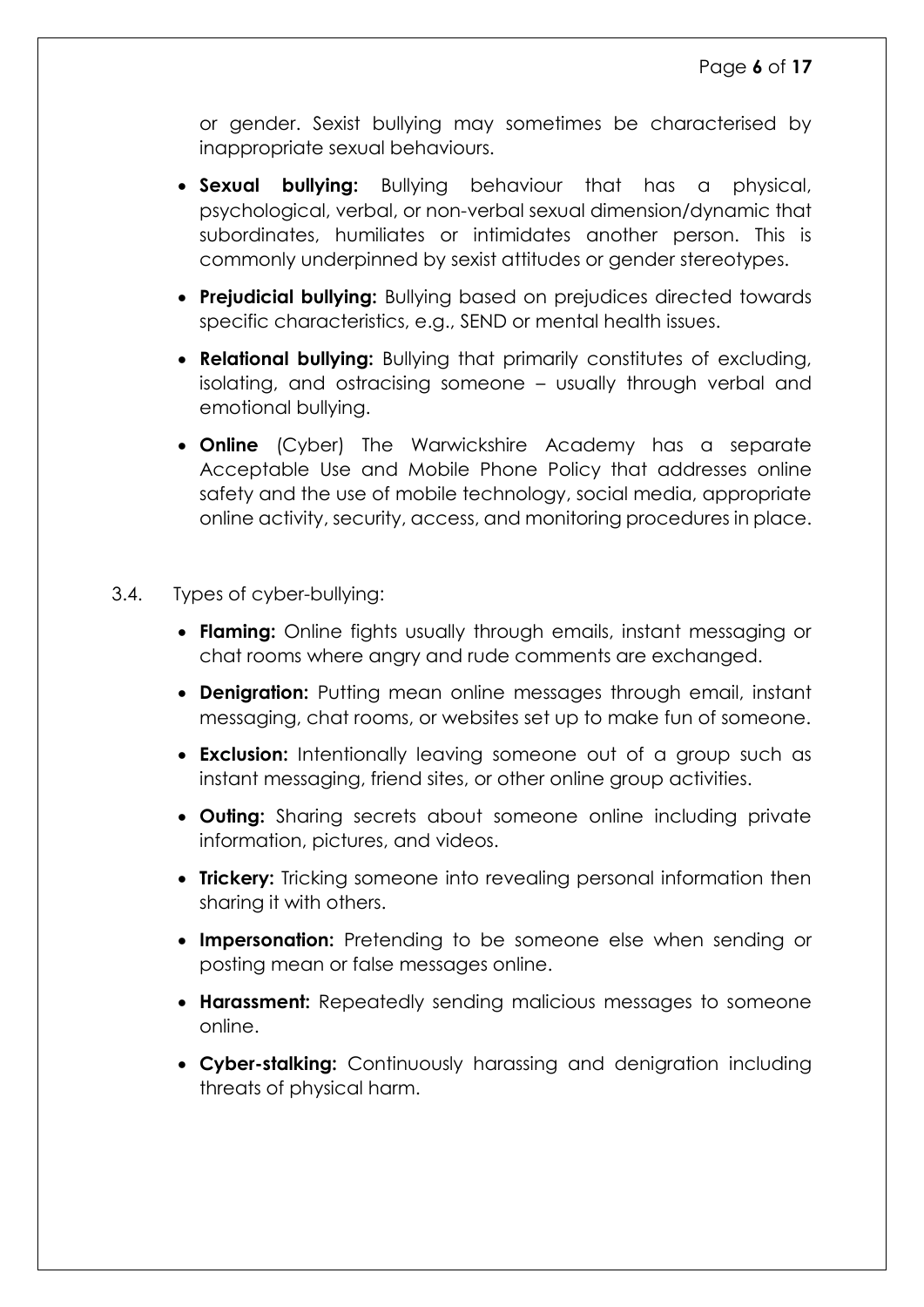or gender. Sexist bullying may sometimes be characterised by inappropriate sexual behaviours.

- **Sexual bullying:** Bullying behaviour that has a physical, psychological, verbal, or non-verbal sexual dimension/dynamic that subordinates, humiliates or intimidates another person. This is commonly underpinned by sexist attitudes or gender stereotypes.
- **Prejudicial bullying:** Bullying based on prejudices directed towards specific characteristics, e.g., SEND or mental health issues.
- **Relational bullying:** Bullying that primarily constitutes of excluding, isolating, and ostracising someone – usually through verbal and emotional bullying.
- **Online** (Cyber) The Warwickshire Academy has a separate Acceptable Use and Mobile Phone Policy that addresses online safety and the use of mobile technology, social media, appropriate online activity, security, access, and monitoring procedures in place.

3.4. Types of cyber-bullying:

- **Flaming:** Online fights usually through emails, instant messaging or chat rooms where angry and rude comments are exchanged.
- **Denigration:** Putting mean online messages through email, instant messaging, chat rooms, or websites set up to make fun of someone.
- **Exclusion:** Intentionally leaving someone out of a group such as instant messaging, friend sites, or other online group activities.
- **Outing:** Sharing secrets about someone online including private information, pictures, and videos.
- **Trickery:** Tricking someone into revealing personal information then sharing it with others.
- **Impersonation:** Pretending to be someone else when sending or posting mean or false messages online.
- **Harassment:** Repeatedly sending malicious messages to someone online.
- **Cyber-stalking:** Continuously harassing and denigration including threats of physical harm.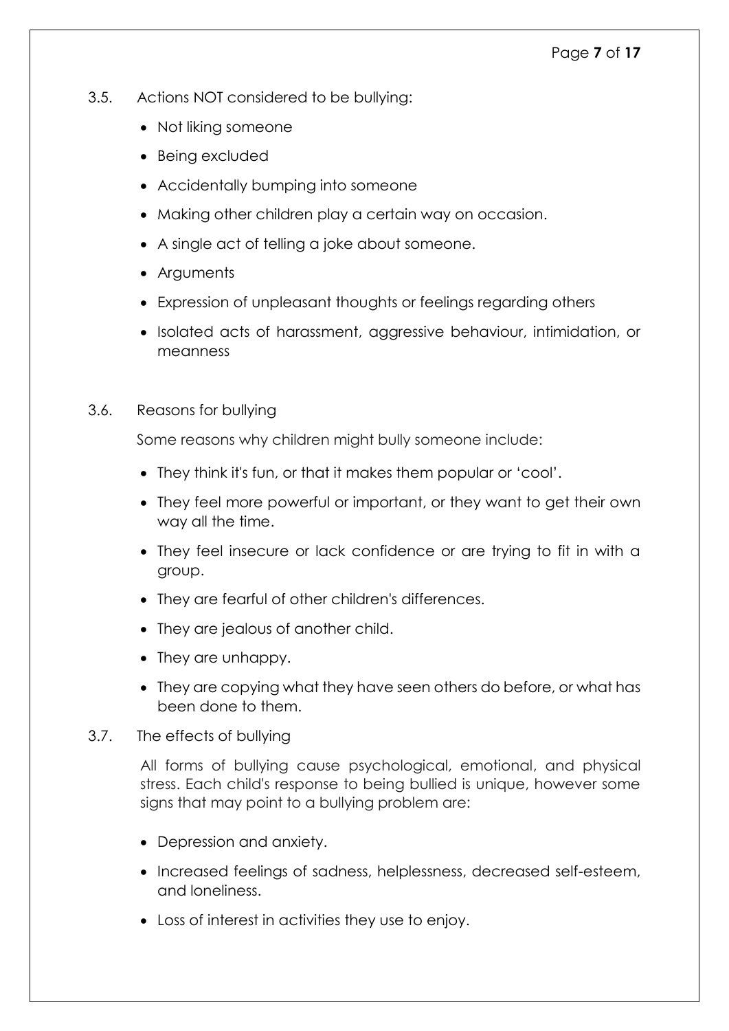### 3.5. Actions NOT considered to be bullying:

- Not liking someone
- Being excluded
- Accidentally bumping into someone
- Making other children play a certain way on occasion.
- A single act of telling a joke about someone.
- Arguments
- Expression of unpleasant thoughts or feelings regarding others
- Isolated acts of harassment, aggressive behaviour, intimidation, or meanness

### 3.6. Reasons for bullying

Some reasons why children might bully someone include:

- They think it's fun, or that it makes them popular or 'cool'.
- They feel more powerful or important, or they want to get their own way all the time.
- They feel insecure or lack confidence or are trying to fit in with a group.
- They are fearful of other children's differences.
- They are jealous of another child.
- They are unhappy.
- They are copying what they have seen others do before, or what has been done to them.

### 3.7. The effects of bullying

All forms of bullying cause psychological, emotional, and physical stress. Each child's response to being bullied is unique, however some signs that may point to a bullying problem are:

- Depression and anxiety.
- Increased feelings of sadness, helplessness, decreased self-esteem, and loneliness.
- Loss of interest in activities they use to enjoy.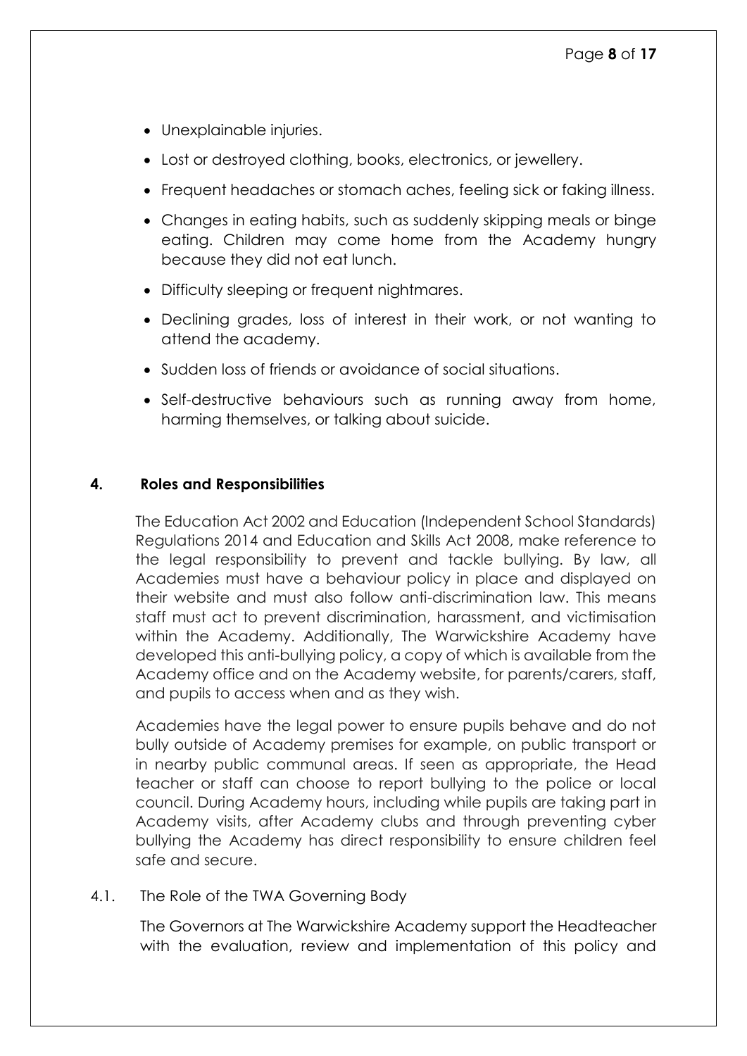- Unexplainable injuries.
- Lost or destroyed clothing, books, electronics, or jewellery.
- Frequent headaches or stomach aches, feeling sick or faking illness.
- Changes in eating habits, such as suddenly skipping meals or binge eating. Children may come home from the Academy hungry because they did not eat lunch.
- Difficulty sleeping or frequent nightmares.
- Declining grades, loss of interest in their work, or not wanting to attend the academy.
- Sudden loss of friends or avoidance of social situations.
- Self-destructive behaviours such as running away from home, harming themselves, or talking about suicide.

## 4. Roles and Responsibilities

The Education Act 2002 and Education (Independent School Standards) Regulations 2014 and Education and Skills Act 2008, make reference to the legal responsibility to prevent and tackle bullying. By law, all Academies must have a behaviour policy in place and displayed on their website and must also follow anti-discrimination law. This means staff must act to prevent discrimination, harassment, and victimisation within the Academy. Additionally, The Warwickshire Academy have developed this anti-bullying policy, a copy of which is available from the Academy office and on the Academy website, for parents/carers, staff, and pupils to access when and as they wish.

Academies have the legal power to ensure pupils behave and do not bully outside of Academy premises for example, on public transport or in nearby public communal areas. If seen as appropriate, the Head teacher or staff can choose to report bullying to the police or local council. During Academy hours, including while pupils are taking part in Academy visits, after Academy clubs and through preventing cyber bullying the Academy has direct responsibility to ensure children feel safe and secure.

### 4.1. The Role of the TWA Governing Body

The Governors at The Warwickshire Academy support the Headteacher with the evaluation, review and implementation of this policy and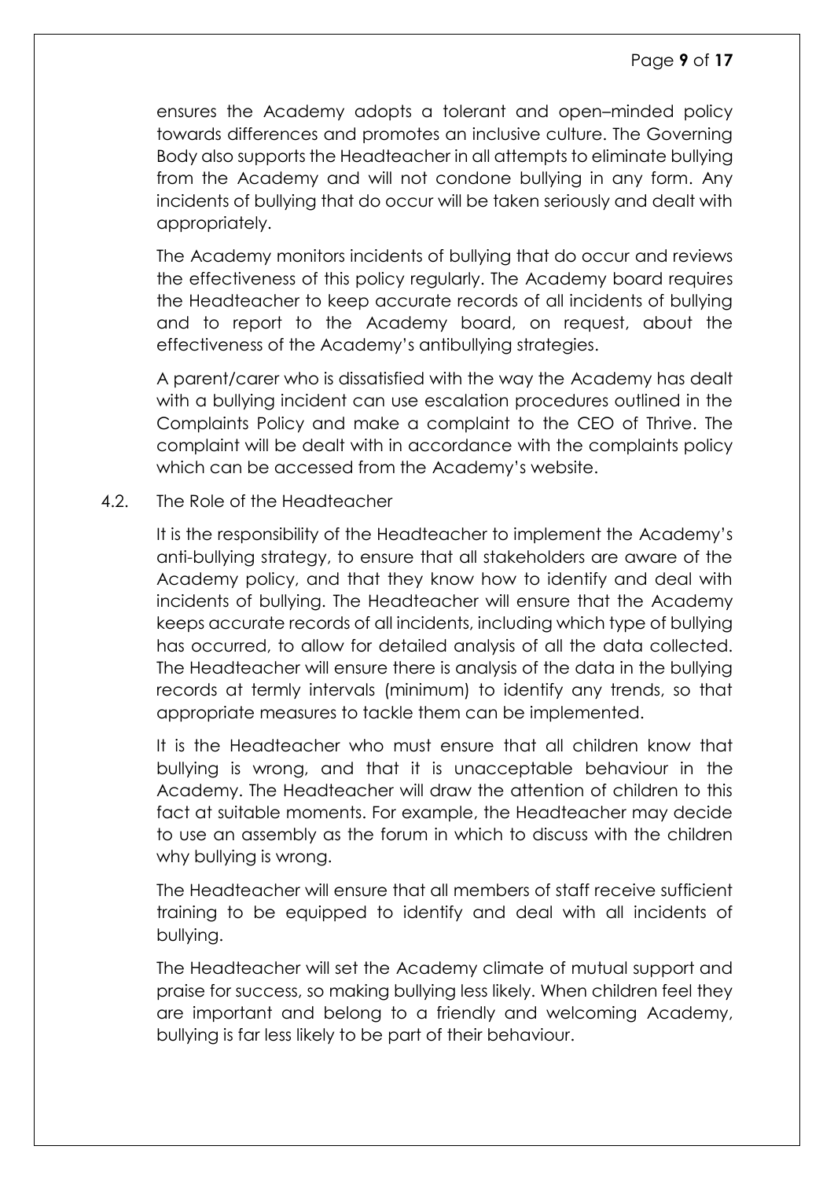ensures the Academy adopts a tolerant and open–minded policy towards differences and promotes an inclusive culture. The Governing Body also supports the Headteacher in all attempts to eliminate bullying from the Academy and will not condone bullying in any form. Any incidents of bullying that do occur will be taken seriously and dealt with appropriately.

The Academy monitors incidents of bullying that do occur and reviews the effectiveness of this policy regularly. The Academy board requires the Headteacher to keep accurate records of all incidents of bullying and to report to the Academy board, on request, about the effectiveness of the Academy's antibullying strategies.

A parent/carer who is dissatisfied with the way the Academy has dealt with a bullying incident can use escalation procedures outlined in the Complaints Policy and make a complaint to the CEO of Thrive. The complaint will be dealt with in accordance with the complaints policy which can be accessed from the Academy's website.

4.2. The Role of the Headteacher

It is the responsibility of the Headteacher to implement the Academy's anti-bullying strategy, to ensure that all stakeholders are aware of the Academy policy, and that they know how to identify and deal with incidents of bullying. The Headteacher will ensure that the Academy keeps accurate records of all incidents, including which type of bullying has occurred, to allow for detailed analysis of all the data collected. The Headteacher will ensure there is analysis of the data in the bullying records at termly intervals (minimum) to identify any trends, so that appropriate measures to tackle them can be implemented.

It is the Headteacher who must ensure that all children know that bullying is wrong, and that it is unacceptable behaviour in the Academy. The Headteacher will draw the attention of children to this fact at suitable moments. For example, the Headteacher may decide to use an assembly as the forum in which to discuss with the children why bullying is wrong.

The Headteacher will ensure that all members of staff receive sufficient training to be equipped to identify and deal with all incidents of bullying.

The Headteacher will set the Academy climate of mutual support and praise for success, so making bullying less likely. When children feel they are important and belong to a friendly and welcoming Academy, bullying is far less likely to be part of their behaviour.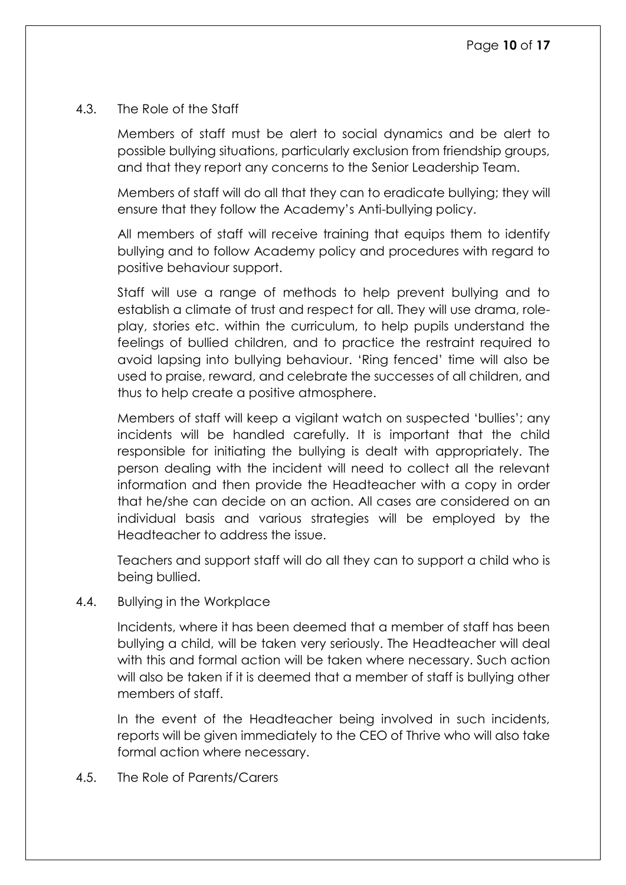### 4.3. The Role of the Staff

Members of staff must be alert to social dynamics and be alert to possible bullying situations, particularly exclusion from friendship groups, and that they report any concerns to the Senior Leadership Team.

Members of staff will do all that they can to eradicate bullying; they will ensure that they follow the Academy's Anti-bullying policy.

All members of staff will receive training that equips them to identify bullying and to follow Academy policy and procedures with regard to positive behaviour support.

Staff will use a range of methods to help prevent bullying and to establish a climate of trust and respect for all. They will use drama, role-play, stories etc. within the curriculum, to help pupils understand the feelings of bullied children, and to practice the restraint required to avoid lapsing into bullying behaviour. 'Ring fenced' time will also be used to praise, reward, and celebrate the successes of all children, and thus to help create a positive atmosphere.

Members of staff will keep a vigilant watch on suspected 'bullies'; any incidents will be handled carefully. It is important that the child responsible for initiating the bullying is dealt with appropriately. The person dealing with the incident will need to collect all the relevant information and then provide the Headteacher with a copy in order that he/she can decide on an action. All cases are considered on an individual basis and various strategies will be employed by the Headteacher to address the issue.

Teachers and support staff will do all they can to support a child who is being bullied.

### 4.4. Bullying in the Workplace

Incidents, where it has been deemed that a member of staff has been bullying a child, will be taken very seriously. The Headteacher will deal with this and formal action will be taken where necessary. Such action will also be taken if it is deemed that a member of staff is bullying other members of staff.

In the event of the Headteacher being involved in such incidents, reports will be given immediately to the CEO of Thrive who will also take formal action where necessary.

### 4.5. The Role of Parents/Carers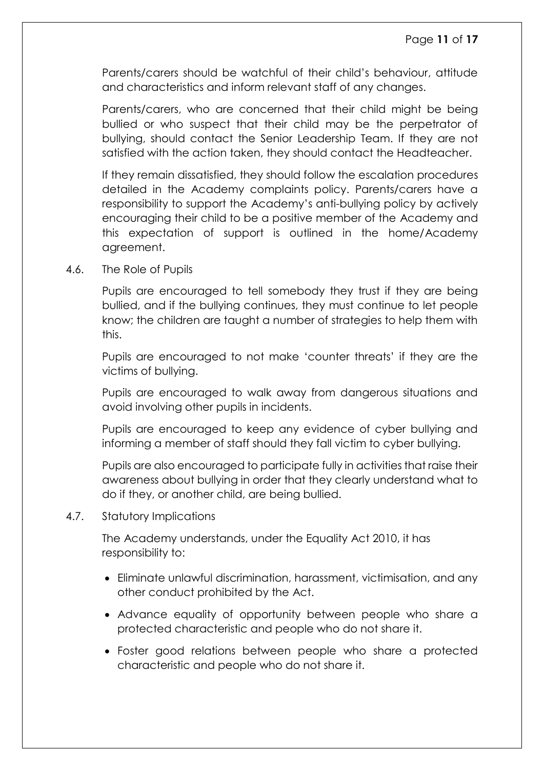Parents/carers should be watchful of their child's behaviour, attitude and characteristics and inform relevant staff of any changes.

Parents/carers, who are concerned that their child might be being bullied or who suspect that their child may be the perpetrator of bullying, should contact the Senior Leadership Team. If they are not satisfied with the action taken, they should contact the Headteacher.

If they remain dissatisfied, they should follow the escalation procedures detailed in the Academy complaints policy. Parents/carers have a responsibility to support the Academy's anti-bullying policy by actively encouraging their child to be a positive member of the Academy and this expectation of support is outlined in the home/Academy agreement.

### 4.6. The Role of Pupils

Pupils are encouraged to tell somebody they trust if they are being bullied, and if the bullying continues, they must continue to let people know; the children are taught a number of strategies to help them with this.

Pupils are encouraged to not make 'counter threats' if they are the victims of bullying.

Pupils are encouraged to walk away from dangerous situations and avoid involving other pupils in incidents.

Pupils are encouraged to keep any evidence of cyber bullying and informing a member of staff should they fall victim to cyber bullying.

Pupils are also encouraged to participate fully in activities that raise their awareness about bullying in order that they clearly understand what to do if they, or another child, are being bullied.

### 4.7. Statutory Implications

The Academy understands, under the Equality Act 2010, it has responsibility to:

- Eliminate unlawful discrimination, harassment, victimisation, and any other conduct prohibited by the Act.
- Advance equality of opportunity between people who share a protected characteristic and people who do not share it.
- Foster good relations between people who share a protected characteristic and people who do not share it.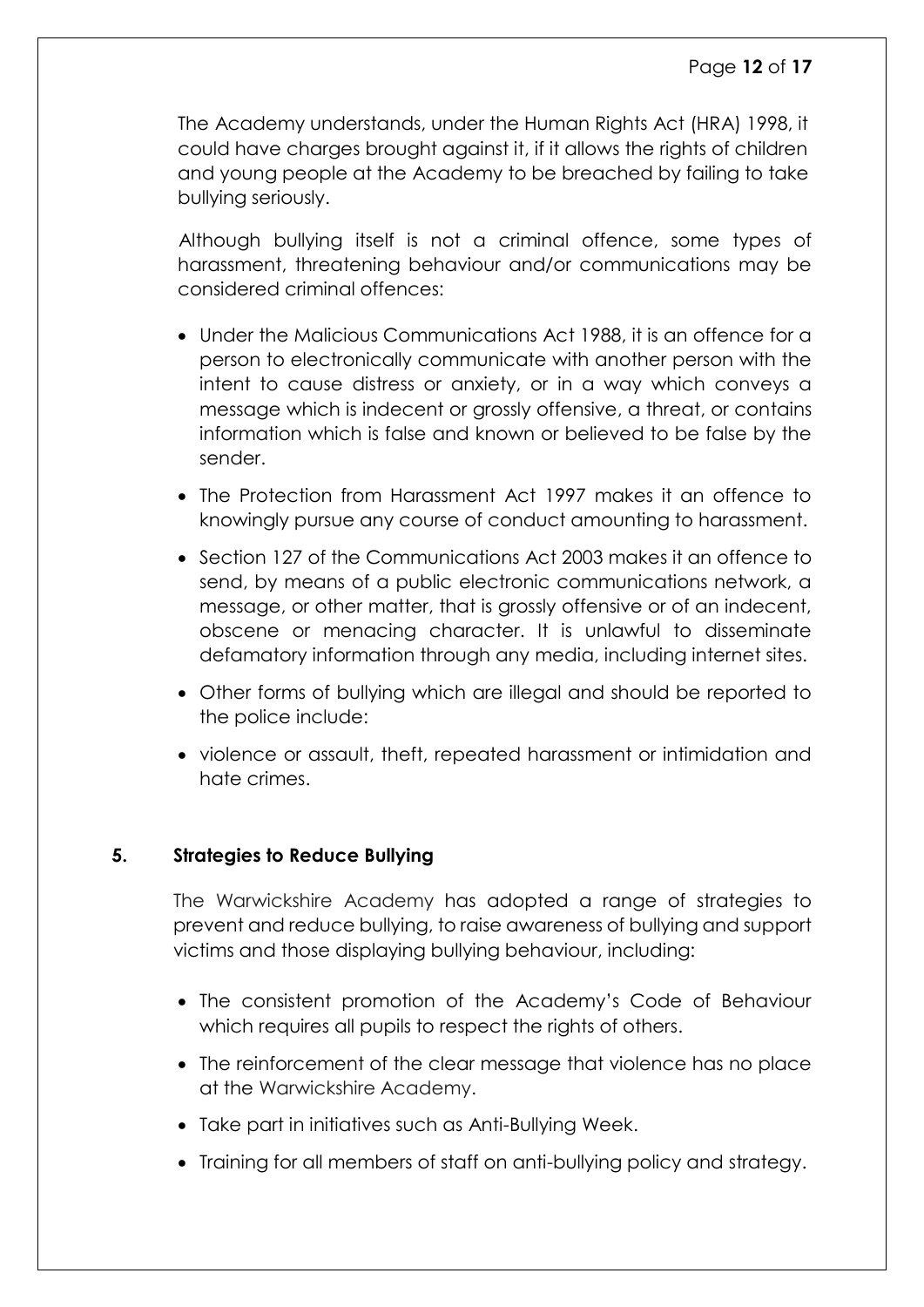The Academy understands, under the Human Rights Act (HRA) 1998, it could have charges brought against it, if it allows the rights of children and young people at the Academy to be breached by failing to take bullying seriously.

Although bullying itself is not a criminal offence, some types of harassment, threatening behaviour and/or communications may be considered criminal offences:

- Under the Malicious Communications Act 1988, it is an offence for a person to electronically communicate with another person with the intent to cause distress or anxiety, or in a way which conveys a message which is indecent or grossly offensive, a threat, or contains information which is false and known or believed to be false by the sender.
- The Protection from Harassment Act 1997 makes it an offence to knowingly pursue any course of conduct amounting to harassment.
- Section 127 of the Communications Act 2003 makes it an offence to send, by means of a public electronic communications network, a message, or other matter, that is grossly offensive or of an indecent, obscene or menacing character. It is unlawful to disseminate defamatory information through any media, including internet sites.
- Other forms of bullying which are illegal and should be reported to the police include:
- violence or assault, theft, repeated harassment or intimidation and hate crimes.

## 5. Strategies to Reduce Bullying

The Warwickshire Academy has adopted a range of strategies to prevent and reduce bullying, to raise awareness of bullying and support victims and those displaying bullying behaviour, including:

- The consistent promotion of the Academy's Code of Behaviour which requires all pupils to respect the rights of others.
- The reinforcement of the clear message that violence has no place at the Warwickshire Academy.
- Take part in initiatives such as Anti-Bullying Week.
- Training for all members of staff on anti-bullying policy and strategy.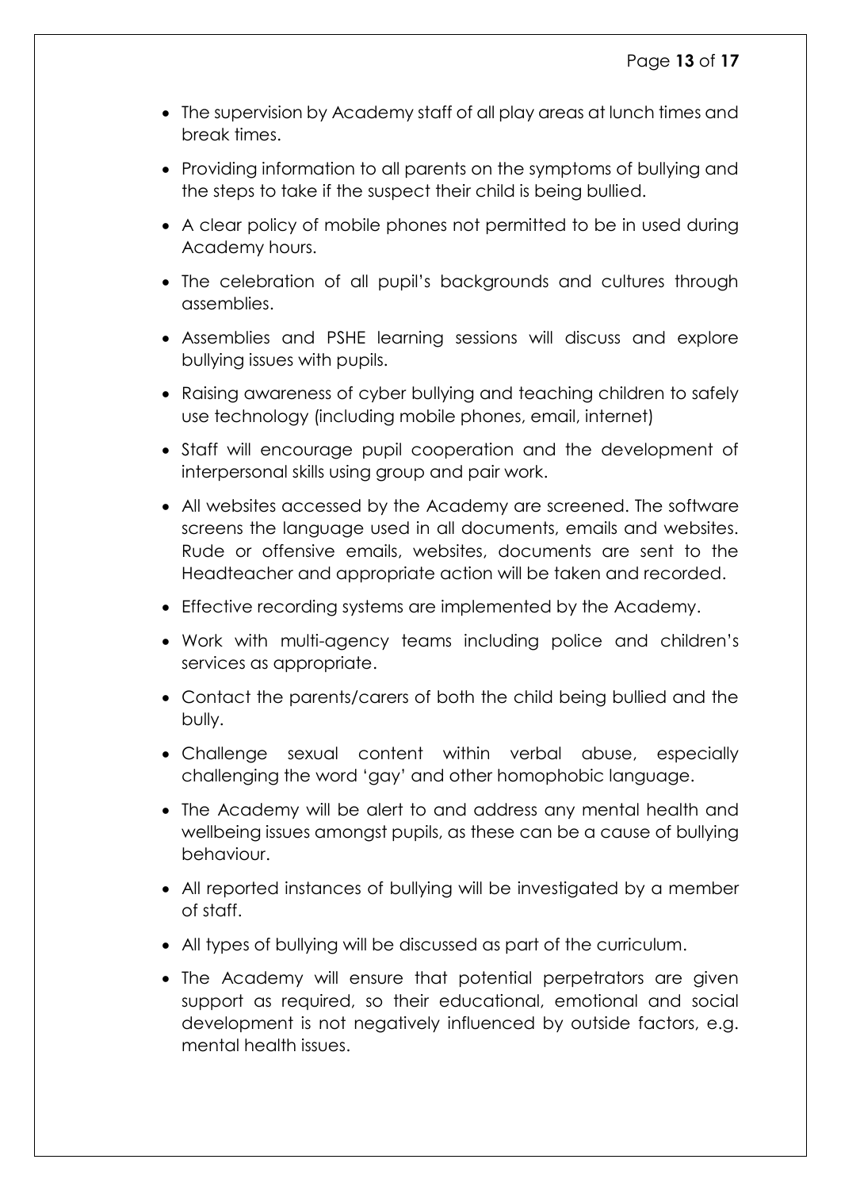- The supervision by Academy staff of all play areas at lunch times and break times.
- Providing information to all parents on the symptoms of bullying and the steps to take if the suspect their child is being bullied.
- A clear policy of mobile phones not permitted to be in used during Academy hours.
- The celebration of all pupil's backgrounds and cultures through assemblies.
- Assemblies and PSHE learning sessions will discuss and explore bullying issues with pupils.
- Raising awareness of cyber bullying and teaching children to safely use technology (including mobile phones, email, internet)
- Staff will encourage pupil cooperation and the development of interpersonal skills using group and pair work.
- All websites accessed by the Academy are screened. The software screens the language used in all documents, emails and websites. Rude or offensive emails, websites, documents are sent to the Headteacher and appropriate action will be taken and recorded.
- Effective recording systems are implemented by the Academy.
- Work with multi-agency teams including police and children's services as appropriate.
- Contact the parents/carers of both the child being bullied and the bully.
- Challenge sexual content within verbal abuse, especially challenging the word 'gay' and other homophobic language.
- The Academy will be alert to and address any mental health and wellbeing issues amongst pupils, as these can be a cause of bullying behaviour.
- All reported instances of bullying will be investigated by a member of staff.
- All types of bullying will be discussed as part of the curriculum.
- The Academy will ensure that potential perpetrators are given support as required, so their educational, emotional and social development is not negatively influenced by outside factors, e.g. mental health issues.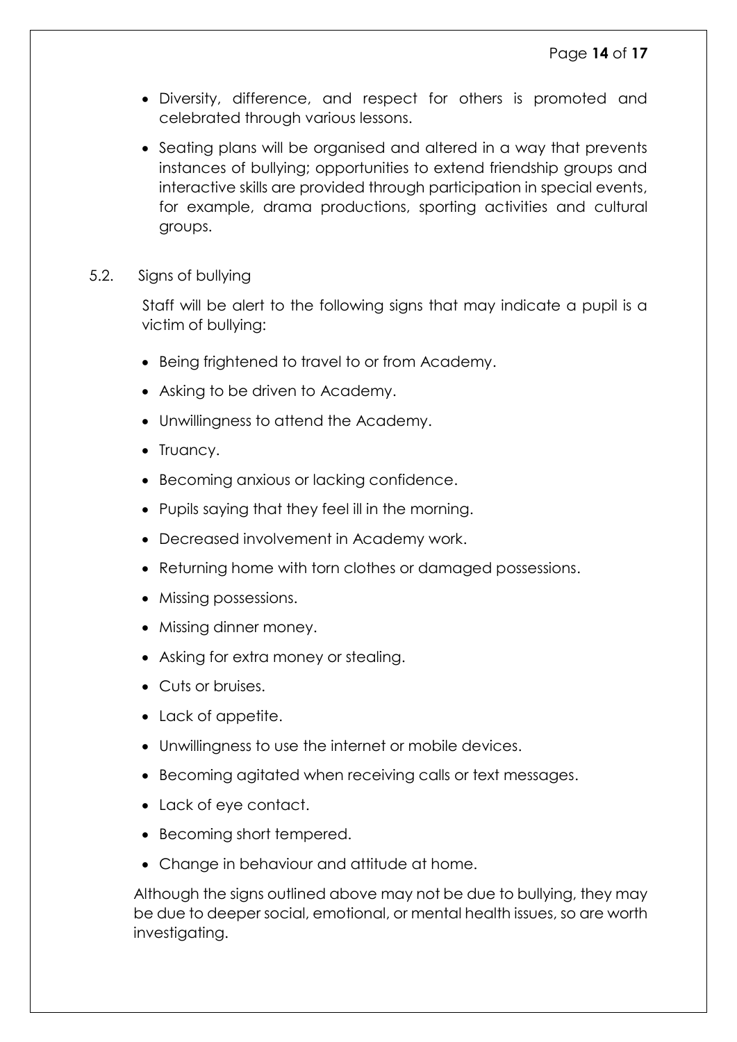- Diversity, difference, and respect for others is promoted and celebrated through various lessons.
- Seating plans will be organised and altered in a way that prevents instances of bullying; opportunities to extend friendship groups and interactive skills are provided through participation in special events, for example, drama productions, sporting activities and cultural groups.

5.2. Signs of bullying

Staff will be alert to the following signs that may indicate a pupil is a victim of bullying:

- Being frightened to travel to or from Academy.
- Asking to be driven to Academy.
- Unwillingness to attend the Academy.
- Truancy.
- Becoming anxious or lacking confidence.
- Pupils saying that they feel ill in the morning.
- Decreased involvement in Academy work.
- Returning home with torn clothes or damaged possessions.
- Missing possessions.
- Missing dinner money.
- Asking for extra money or stealing.
- Cuts or bruises.
- Lack of appetite.
- Unwillingness to use the internet or mobile devices.
- Becoming agitated when receiving calls or text messages.
- Lack of eye contact.
- Becoming short tempered.
- Change in behaviour and attitude at home.

Although the signs outlined above may not be due to bullying, they may be due to deeper social, emotional, or mental health issues, so are worth investigating.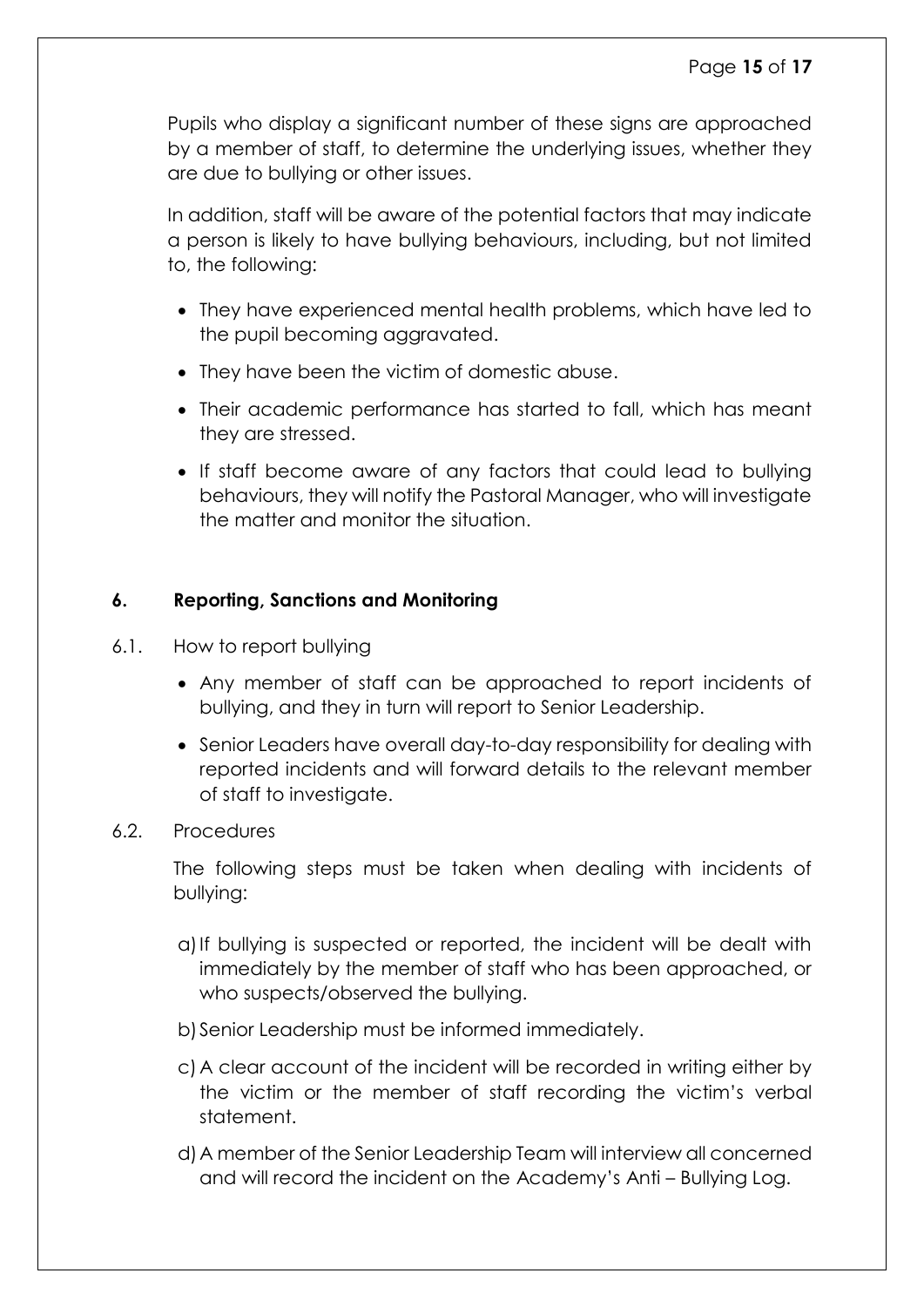Pupils who display a significant number of these signs are approached by a member of staff, to determine the underlying issues, whether they are due to bullying or other issues.

In addition, staff will be aware of the potential factors that may indicate a person is likely to have bullying behaviours, including, but not limited to, the following:

- They have experienced mental health problems, which have led to the pupil becoming aggravated.
- They have been the victim of domestic abuse.
- Their academic performance has started to fall, which has meant they are stressed.
- If staff become aware of any factors that could lead to bullying behaviours, they will notify the Pastoral Manager, who will investigate the matter and monitor the situation.

## 6. Reporting, Sanctions and Monitoring

6.1. How to report bullying

- Any member of staff can be approached to report incidents of bullying, and they in turn will report to Senior Leadership.
- Senior Leaders have overall day-to-day responsibility for dealing with reported incidents and will forward details to the relevant member of staff to investigate.

6.2. Procedures

The following steps must be taken when dealing with incidents of bullying:

a) If bullying is suspected or reported, the incident will be dealt with immediately by the member of staff who has been approached, or who suspects/observed the bullying.

b) Senior Leadership must be informed immediately.

c) A clear account of the incident will be recorded in writing either by the victim or the member of staff recording the victim's verbal statement.

d) A member of the Senior Leadership Team will interview all concerned and will record the incident on the Academy's Anti – Bullying Log.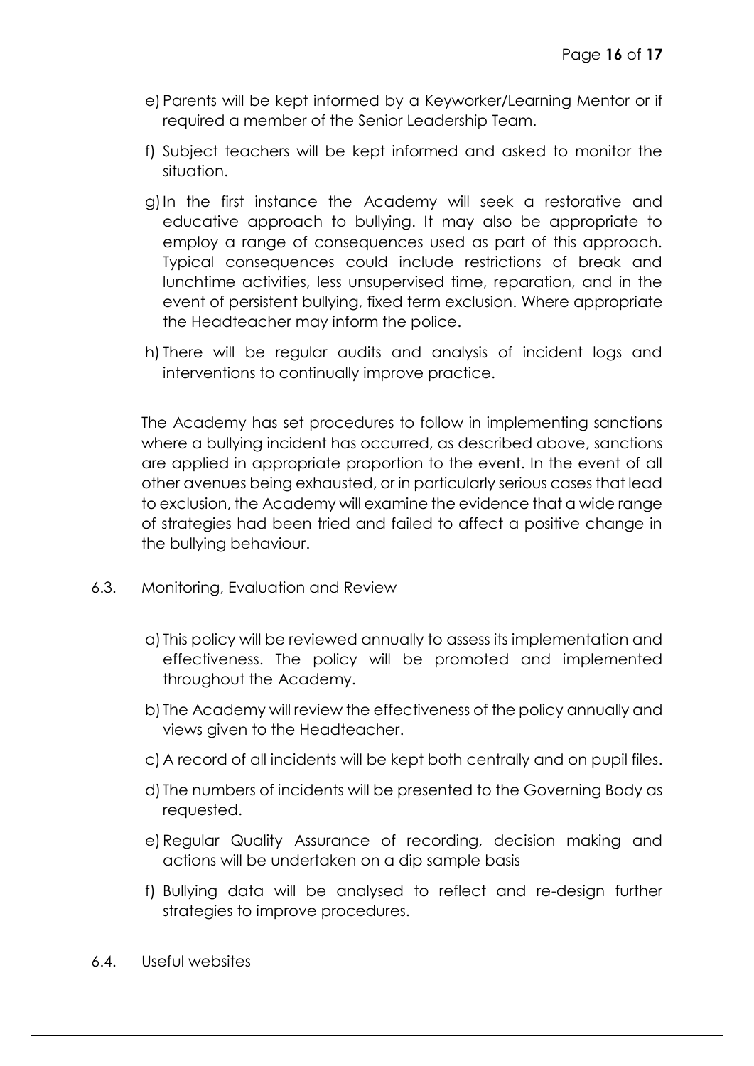e) Parents will be kept informed by a Keyworker/Learning Mentor or if required a member of the Senior Leadership Team.

f) Subject teachers will be kept informed and asked to monitor the situation.

g) In the first instance the Academy will seek a restorative and educative approach to bullying. It may also be appropriate to employ a range of consequences used as part of this approach. Typical consequences could include restrictions of break and lunchtime activities, less unsupervised time, reparation, and in the event of persistent bullying, fixed term exclusion. Where appropriate the Headteacher may inform the police.

h) There will be regular audits and analysis of incident logs and interventions to continually improve practice.

The Academy has set procedures to follow in implementing sanctions where a bullying incident has occurred, as described above, sanctions are applied in appropriate proportion to the event. In the event of all other avenues being exhausted, or in particularly serious cases that lead to exclusion, the Academy will examine the evidence that a wide range of strategies had been tried and failed to affect a positive change in the bullying behaviour.

## 6.3. Monitoring, Evaluation and Review

a) This policy will be reviewed annually to assess its implementation and effectiveness. The policy will be promoted and implemented throughout the Academy.

b) The Academy will review the effectiveness of the policy annually and views given to the Headteacher.

c) A record of all incidents will be kept both centrally and on pupil files.

d) The numbers of incidents will be presented to the Governing Body as requested.

e) Regular Quality Assurance of recording, decision making and actions will be undertaken on a dip sample basis

f) Bullying data will be analysed to reflect and re-design further strategies to improve procedures.

## 6.4. Useful websites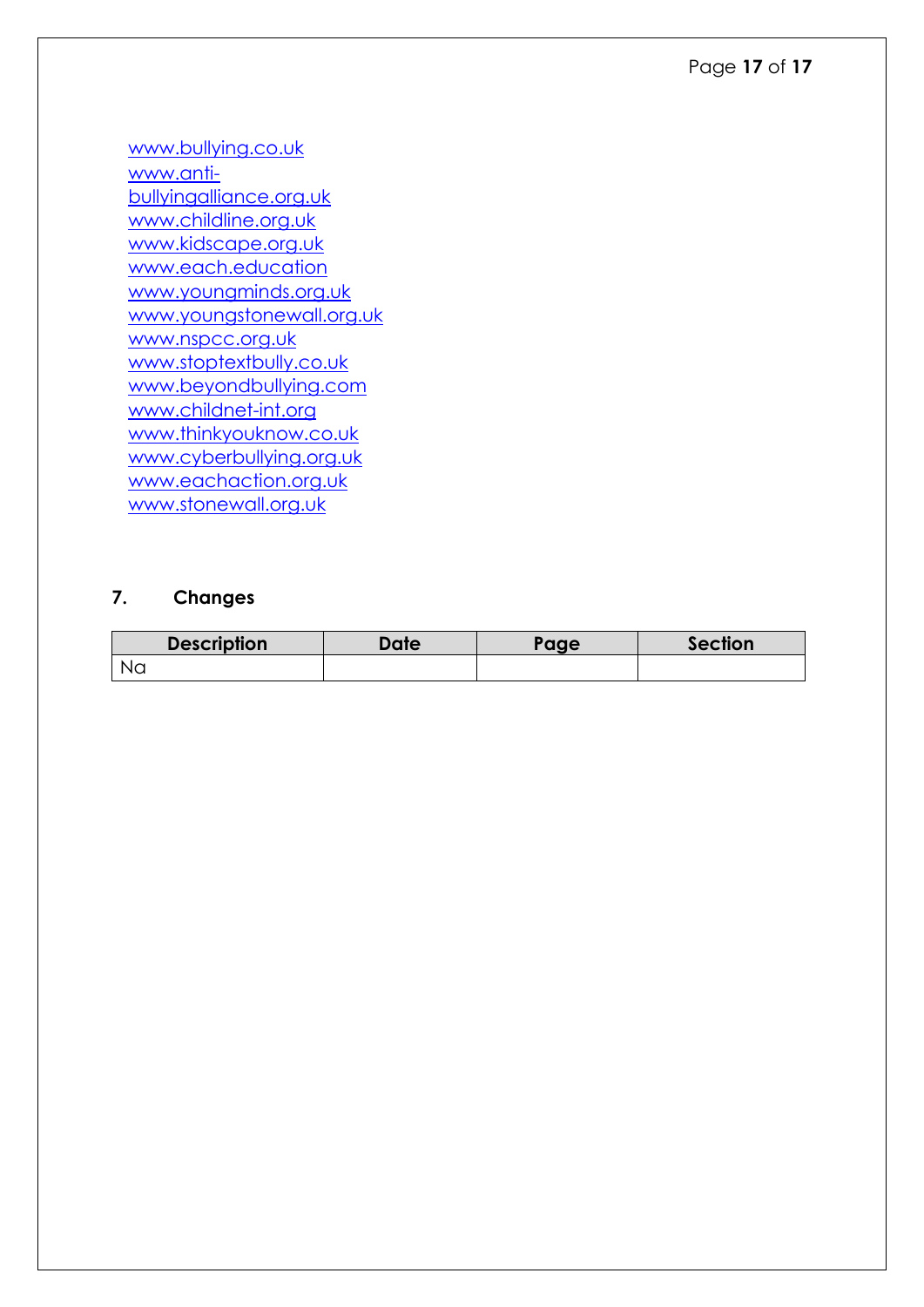www.bullying.co.uk
www.anti-bullyingalliance.org.uk
www.childline.org.uk
www.kidscape.org.uk
www.each.education
www.youngminds.org.uk
www.youngstonewall.org.uk
www.nspcc.org.uk
www.stoptextbully.co.uk
www.beyondbullying.com
www.childnet-int.org
www.thinkyouknow.co.uk
www.cyberbullying.org.uk
www.eachaction.org.uk
www.stonewall.org.uk

## 7. Changes

| Description | Date | Page | Section |
|---|---|---|---|
| Na | | | |